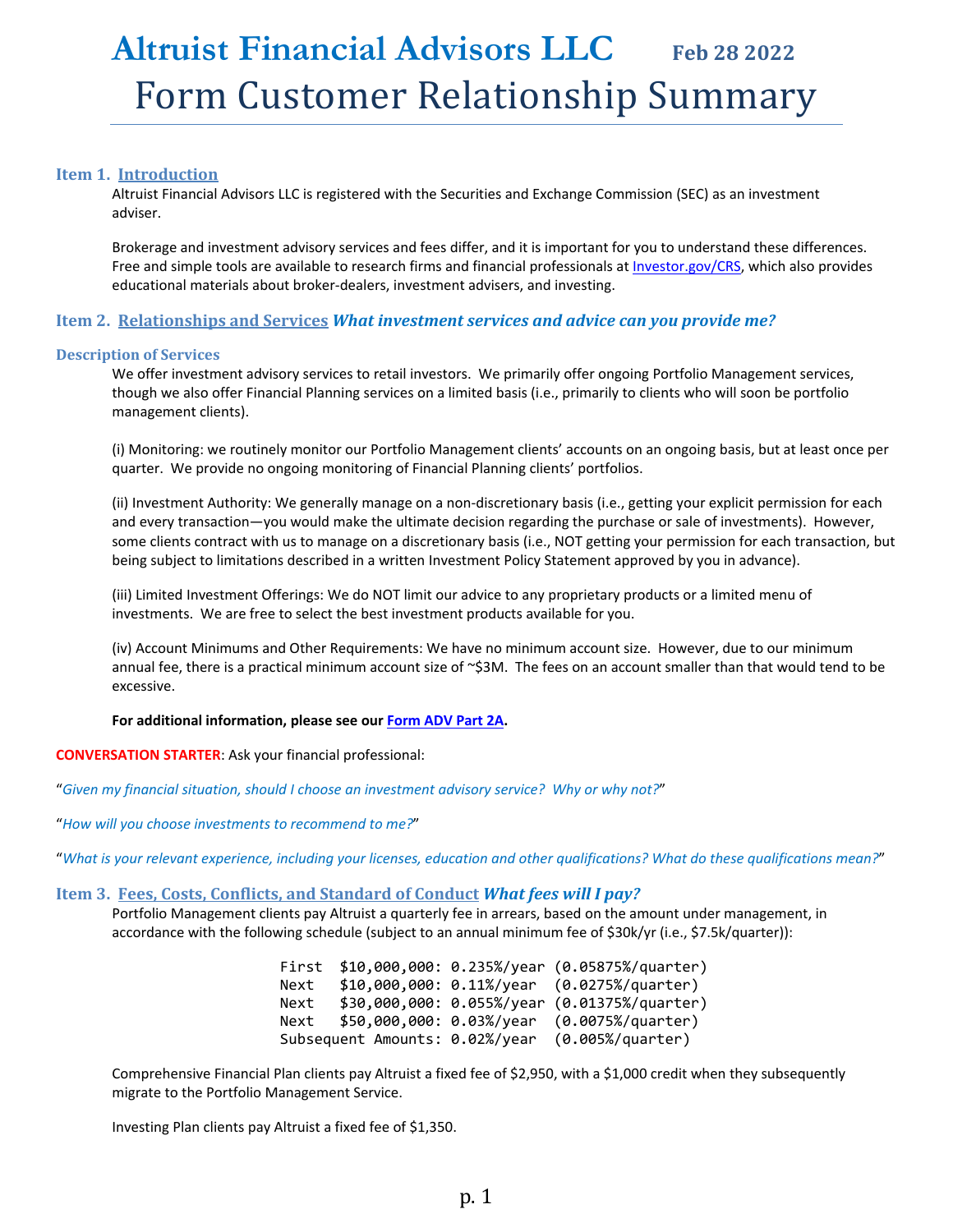# Altruist Financial Advisors LLC Feb 28 2022

# Form Customer Relationship Summary

## Item 1. Introduction

Altruist Financial Advisors LLC is registered with the Securities and Exchange Commission (SEC) as an investment adviser.

Brokerage and investment advisory services and fees differ, and it is important for you to understand these differences. Free and simple tools are available to research firms and financial professionals at Investor.gov/CRS, which also provides educational materials about broker-dealers, investment advisers, and investing.

## Item 2. Relationships and Services *What investment services and advice can you provide me?*

### Description of Services

We offer investment advisory services to retail investors. We primarily offer ongoing Portfolio Management services, though we also offer Financial Planning services on a limited basis (i.e., primarily to clients who will soon be portfolio management clients).

(i) Monitoring: we routinely monitor our Portfolio Management clients' accounts on an ongoing basis, but at least once per quarter. We provide no ongoing monitoring of Financial Planning clients' portfolios.

(ii) Investment Authority: We generally manage on a non-discretionary basis (i.e., getting your explicit permission for each and every transaction—you would make the ultimate decision regarding the purchase or sale of investments). However, some clients contract with us to manage on a discretionary basis (i.e., NOT getting your permission for each transaction, but being subject to limitations described in a written Investment Policy Statement approved by you in advance).

(iii) Limited Investment Offerings: We do NOT limit our advice to any proprietary products or a limited menu of investments. We are free to select the best investment products available for you.

(iv) Account Minimums and Other Requirements: We have no minimum account size. However, due to our minimum annual fee, there is a practical minimum account size of ~$3M. The fees on an account smaller than that would tend to be excessive.

**For additional information, please see our Form ADV Part 2A.**

**CONVERSATION STARTER**: Ask your financial professional:

"*Given my financial situation, should I choose an investment advisory service? Why or why not?*"

"*How will you choose investments to recommend to me?*"

"*What is your relevant experience, including your licenses, education and other qualifications? What do these qualifications mean?*"

## Item 3. Fees, Costs, Conflicts, and Standard of Conduct *What fees will I pay?*

Portfolio Management clients pay Altruist a quarterly fee in arrears, based on the amount under management, in accordance with the following schedule (subject to an annual minimum fee of $30k/yr (i.e., $7.5k/quarter)):

```
First  $10,000,000: 0.235%/year (0.05875%/quarter)
Next   $10,000,000: 0.11%/year  (0.0275%/quarter)
Next   $30,000,000: 0.055%/year (0.01375%/quarter)
Next   $50,000,000: 0.03%/year  (0.0075%/quarter)
Subsequent Amounts: 0.02%/year  (0.005%/quarter)
```

Comprehensive Financial Plan clients pay Altruist a fixed fee of $2,950, with a $1,000 credit when they subsequently migrate to the Portfolio Management Service.

Investing Plan clients pay Altruist a fixed fee of $1,350.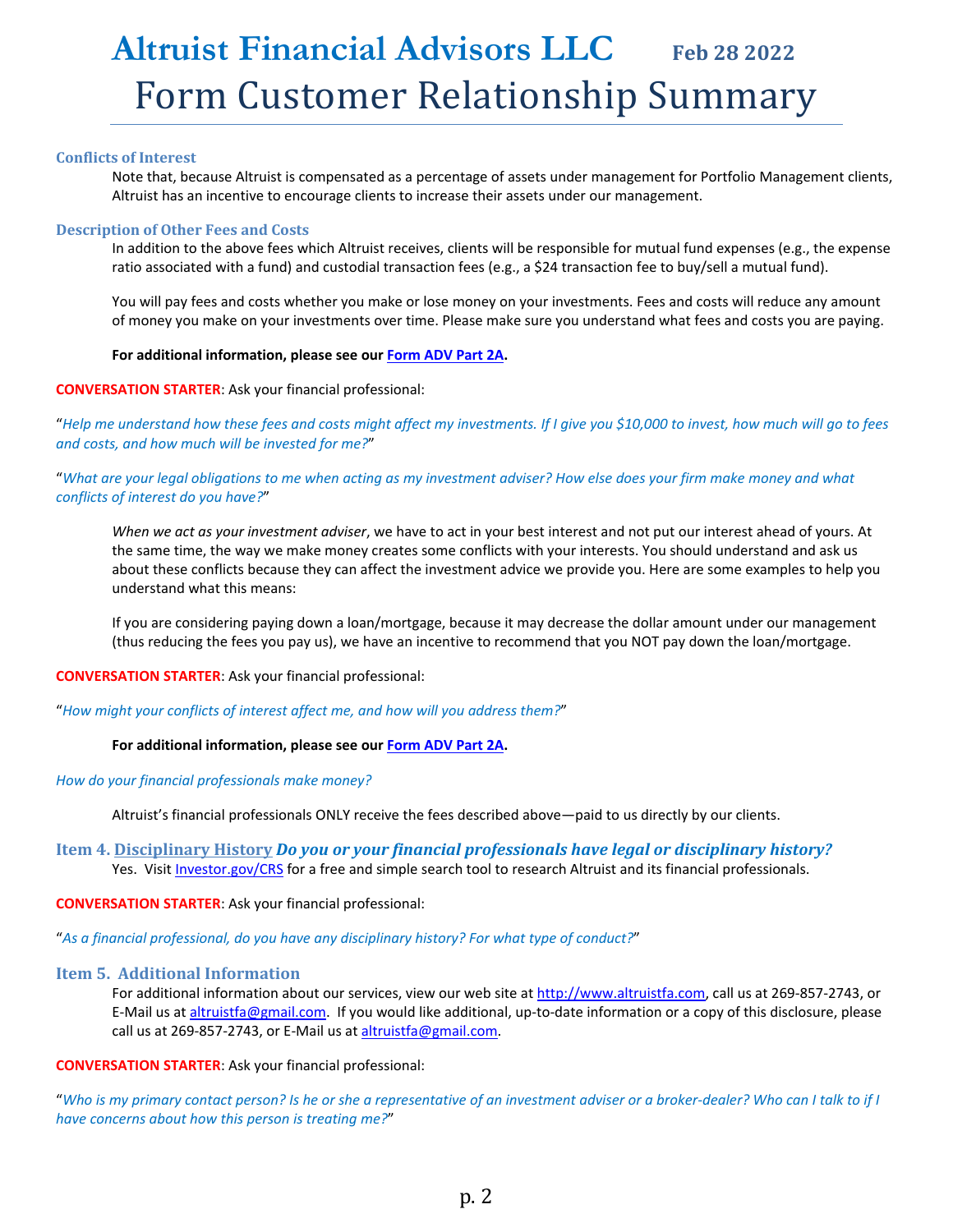# Altruist Financial Advisors LLC Feb 28 2022

# Form Customer Relationship Summary

### Conflicts of Interest

Note that, because Altruist is compensated as a percentage of assets under management for Portfolio Management clients, Altruist has an incentive to encourage clients to increase their assets under our management.

### Description of Other Fees and Costs

In addition to the above fees which Altruist receives, clients will be responsible for mutual fund expenses (e.g., the expense ratio associated with a fund) and custodial transaction fees (e.g., a $24 transaction fee to buy/sell a mutual fund).

You will pay fees and costs whether you make or lose money on your investments. Fees and costs will reduce any amount of money you make on your investments over time. Please make sure you understand what fees and costs you are paying.

**For additional information, please see our [Form ADV Part 2A](Form ADV Part 2A).**

**CONVERSATION STARTER**: Ask your financial professional:

"*Help me understand how these fees and costs might affect my investments. If I give you $10,000 to invest, how much will go to fees and costs, and how much will be invested for me?*"

"*What are your legal obligations to me when acting as my investment adviser? How else does your firm make money and what conflicts of interest do you have?*"

*When we act as your investment adviser*, we have to act in your best interest and not put our interest ahead of yours. At the same time, the way we make money creates some conflicts with your interests. You should understand and ask us about these conflicts because they can affect the investment advice we provide you. Here are some examples to help you understand what this means:

If you are considering paying down a loan/mortgage, because it may decrease the dollar amount under our management (thus reducing the fees you pay us), we have an incentive to recommend that you NOT pay down the loan/mortgage.

**CONVERSATION STARTER**: Ask your financial professional:

"*How might your conflicts of interest affect me, and how will you address them?*"

**For additional information, please see our [Form ADV Part 2A](Form ADV Part 2A).**

*How do your financial professionals make money?*

Altruist's financial professionals ONLY receive the fees described above—paid to us directly by our clients.

### Item 4. Disciplinary History *Do you or your financial professionals have legal or disciplinary history?*

Yes. Visit [Investor.gov/CRS](Investor.gov/CRS) for a free and simple search tool to research Altruist and its financial professionals.

**CONVERSATION STARTER**: Ask your financial professional:

"*As a financial professional, do you have any disciplinary history? For what type of conduct?*"

### Item 5. Additional Information

For additional information about our services, view our web site at http://www.altruistfa.com, call us at 269-857-2743, or E-Mail us at altruistfa@gmail.com. If you would like additional, up-to-date information or a copy of this disclosure, please call us at 269-857-2743, or E-Mail us at altruistfa@gmail.com.

**CONVERSATION STARTER**: Ask your financial professional:

"*Who is my primary contact person? Is he or she a representative of an investment adviser or a broker-dealer? Who can I talk to if I have concerns about how this person is treating me?*"